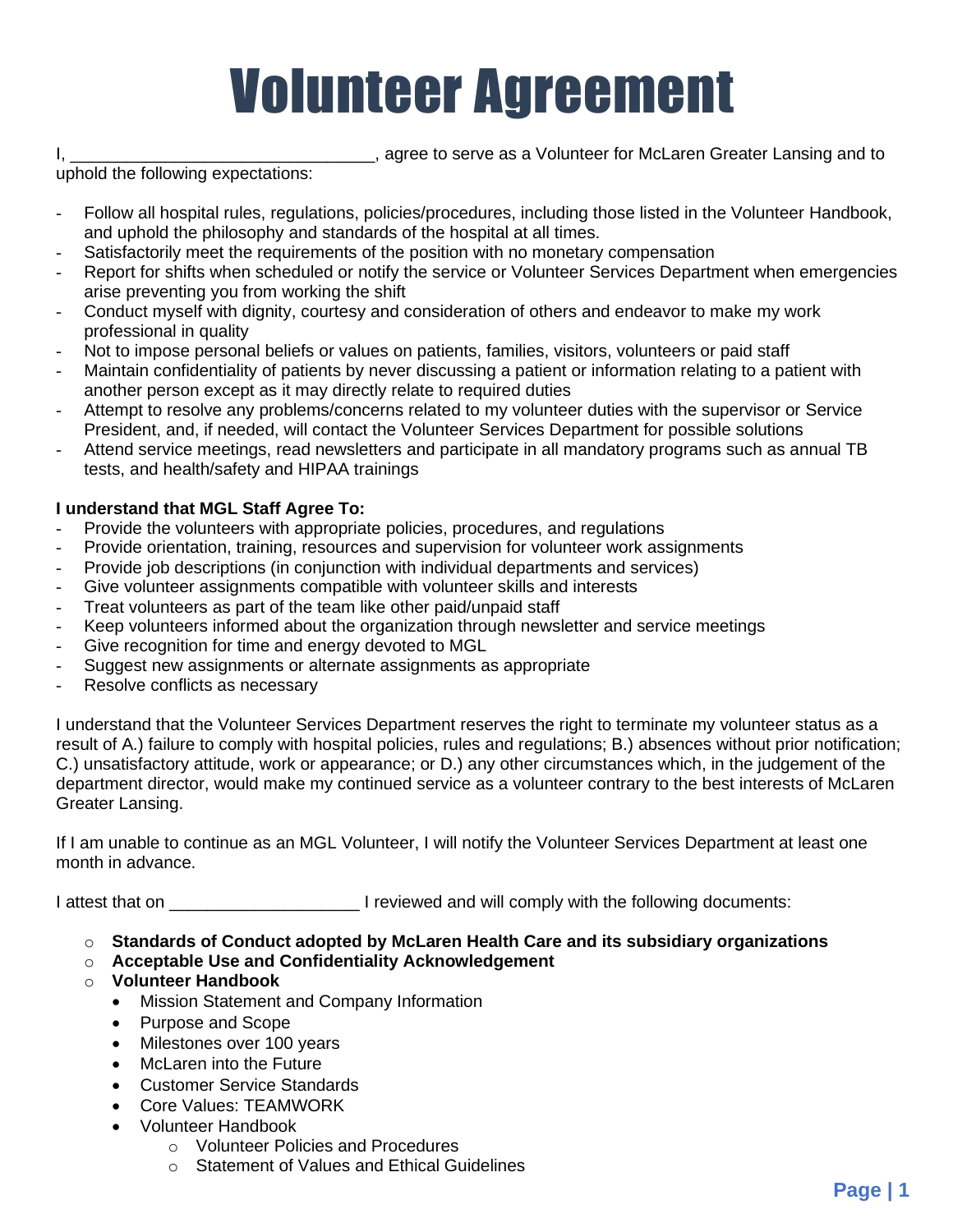# Volunteer Agreement

I, ________________________________, agree to serve as a Volunteer for McLaren Greater Lansing and to uphold the following expectations:

- Follow all hospital rules, regulations, policies/procedures, including those listed in the Volunteer Handbook, and uphold the philosophy and standards of the hospital at all times.
- Satisfactorily meet the requirements of the position with no monetary compensation
- Report for shifts when scheduled or notify the service or Volunteer Services Department when emergencies arise preventing you from working the shift
- Conduct myself with dignity, courtesy and consideration of others and endeavor to make my work professional in quality
- Not to impose personal beliefs or values on patients, families, visitors, volunteers or paid staff
- Maintain confidentiality of patients by never discussing a patient or information relating to a patient with another person except as it may directly relate to required duties
- Attempt to resolve any problems/concerns related to my volunteer duties with the supervisor or Service President, and, if needed, will contact the Volunteer Services Department for possible solutions
- Attend service meetings, read newsletters and participate in all mandatory programs such as annual TB tests, and health/safety and HIPAA trainings

**I understand that MGL Staff Agree To:**

- Provide the volunteers with appropriate policies, procedures, and regulations
- Provide orientation, training, resources and supervision for volunteer work assignments
- Provide job descriptions (in conjunction with individual departments and services)
- Give volunteer assignments compatible with volunteer skills and interests
- Treat volunteers as part of the team like other paid/unpaid staff
- Keep volunteers informed about the organization through newsletter and service meetings
- Give recognition for time and energy devoted to MGL
- Suggest new assignments or alternate assignments as appropriate
- Resolve conflicts as necessary

I understand that the Volunteer Services Department reserves the right to terminate my volunteer status as a result of A.) failure to comply with hospital policies, rules and regulations; B.) absences without prior notification; C.) unsatisfactory attitude, work or appearance; or D.) any other circumstances which, in the judgement of the department director, would make my continued service as a volunteer contrary to the best interests of McLaren Greater Lansing.

If I am unable to continue as an MGL Volunteer, I will notify the Volunteer Services Department at least one month in advance.

I attest that on ____________________ I reviewed and will comply with the following documents:

- **Standards of Conduct adopted by McLaren Health Care and its subsidiary organizations**
- **Acceptable Use and Confidentiality Acknowledgement**
- **Volunteer Handbook**
  - Mission Statement and Company Information
  - Purpose and Scope
  - Milestones over 100 years
  - McLaren into the Future
  - Customer Service Standards
  - Core Values: TEAMWORK
  - Volunteer Handbook
    - Volunteer Policies and Procedures
    - Statement of Values and Ethical Guidelines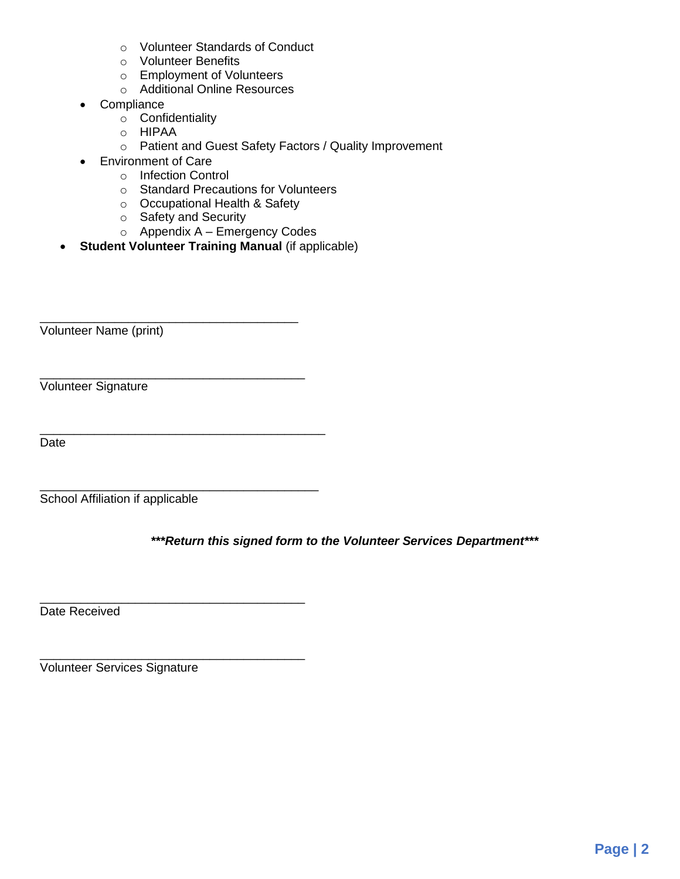- Volunteer Standards of Conduct
    - Volunteer Benefits
    - Employment of Volunteers
    - Additional Online Resources
  - Compliance
    - Confidentiality
    - HIPAA
    - Patient and Guest Safety Factors / Quality Improvement
  - Environment of Care
    - Infection Control
    - Standard Precautions for Volunteers
    - Occupational Health & Safety
    - Safety and Security
    - Appendix A – Emergency Codes
- **Student Volunteer Training Manual** (if applicable)

\_\_\_\_\_\_\_\_\_\_\_\_\_\_\_\_\_\_\_\_\_\_\_\_\_\_\_\_\_\_\_\_\_\_\_\_\_\_\_\_
Volunteer Name (print)

\_\_\_\_\_\_\_\_\_\_\_\_\_\_\_\_\_\_\_\_\_\_\_\_\_\_\_\_\_\_\_\_\_\_\_\_\_\_\_\_
Volunteer Signature

\_\_\_\_\_\_\_\_\_\_\_\_\_\_\_\_\_\_\_\_\_\_\_\_\_\_\_\_\_\_\_\_\_\_\_\_\_\_\_\_\_\_\_
Date

\_\_\_\_\_\_\_\_\_\_\_\_\_\_\_\_\_\_\_\_\_\_\_\_\_\_\_\_\_\_\_\_\_\_\_\_\_\_\_\_\_\_
School Affiliation if applicable

***\*\*\*Return this signed form to the Volunteer Services Department\*\*\****

\_\_\_\_\_\_\_\_\_\_\_\_\_\_\_\_\_\_\_\_\_\_\_\_\_\_\_\_\_\_\_\_\_\_\_\_\_\_\_\_
Date Received

\_\_\_\_\_\_\_\_\_\_\_\_\_\_\_\_\_\_\_\_\_\_\_\_\_\_\_\_\_\_\_\_\_\_\_\_\_\_\_\_
Volunteer Services Signature